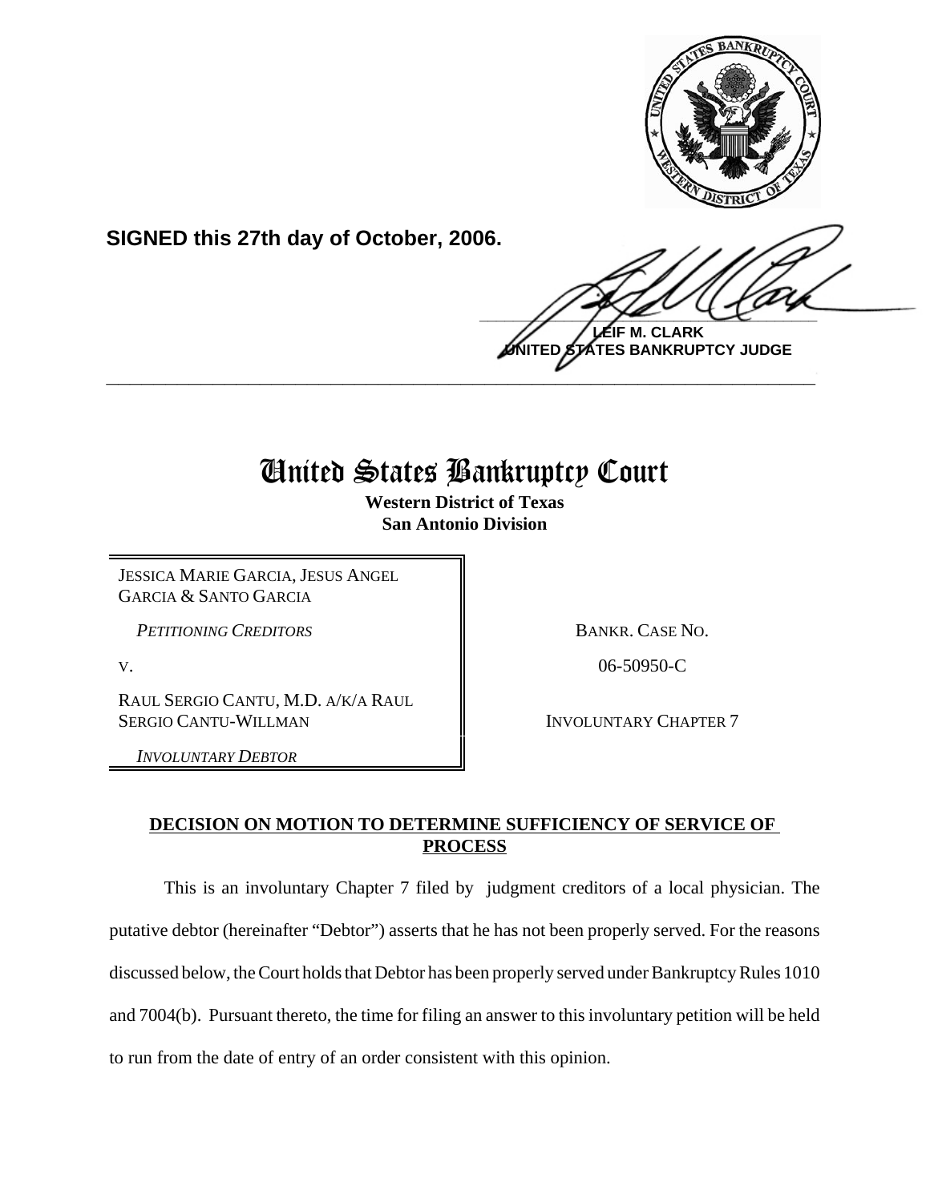**SIGNED this 27th day of October, 2006.**

**LEIF M. CLARK**
**UNITED STATES BANKRUPTCY JUDGE**

---

# United States Bankruptcy Court

**Western District of Texas**
**San Antonio Division**

| | |
|---|---|
| JESSICA MARIE GARCIA, JESUS ANGEL GARCIA & SANTO GARCIA<br>*PETITIONING CREDITORS*<br>V.<br>RAUL SERGIO CANTU, M.D. A/K/A RAUL SERGIO CANTU-WILLMAN<br>*INVOLUNTARY DEBTOR* | BANKR. CASE NO.<br>06-50950-C<br>INVOLUNTARY CHAPTER 7 |

**DECISION ON MOTION TO DETERMINE SUFFICIENCY OF SERVICE OF PROCESS**

This is an involuntary Chapter 7 filed by judgment creditors of a local physician. The putative debtor (hereinafter "Debtor") asserts that he has not been properly served. For the reasons discussed below, the Court holds that Debtor has been properly served under Bankruptcy Rules 1010 and 7004(b). Pursuant thereto, the time for filing an answer to this involuntary petition will be held to run from the date of entry of an order consistent with this opinion.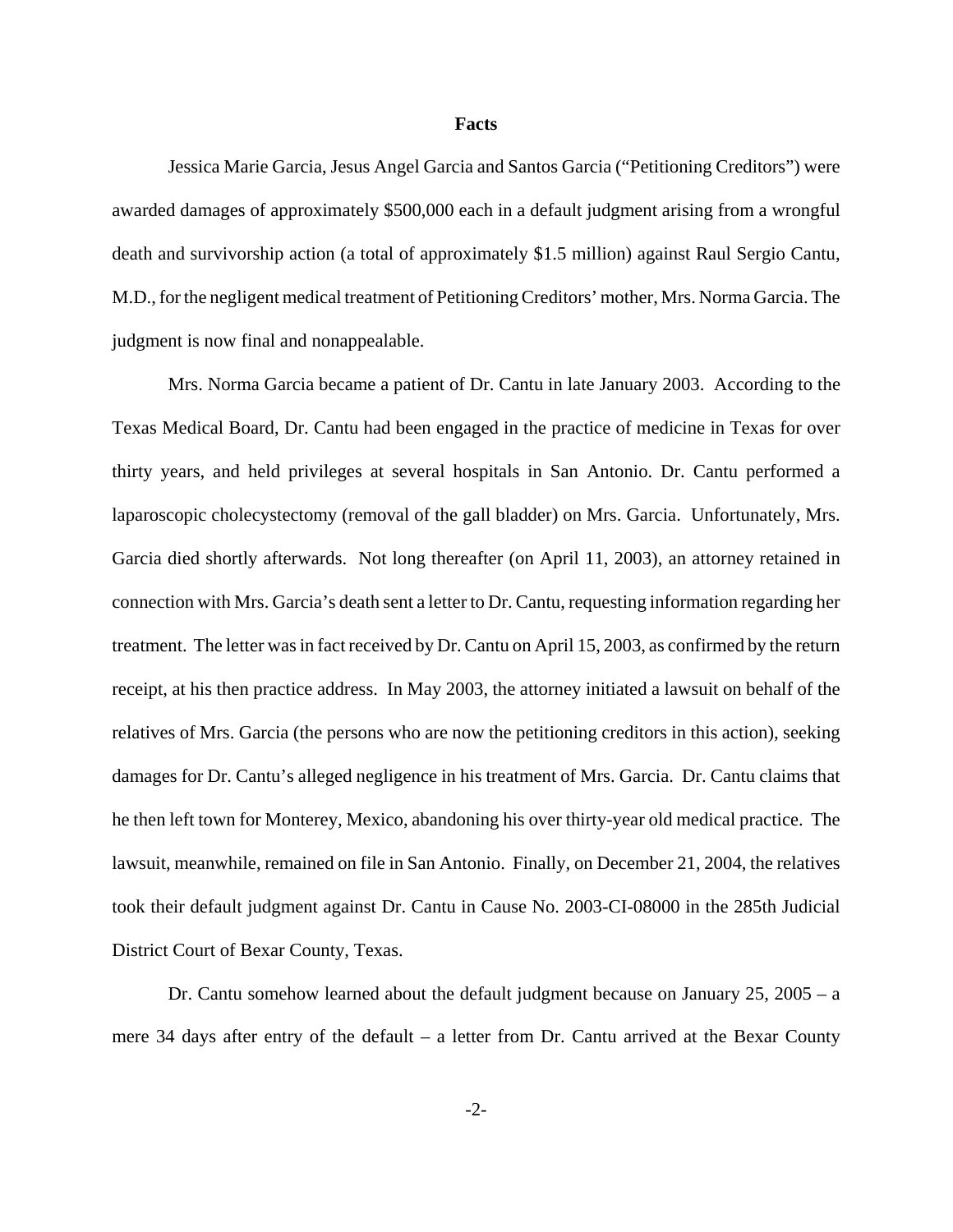## Facts

Jessica Marie Garcia, Jesus Angel Garcia and Santos Garcia ("Petitioning Creditors") were awarded damages of approximately $500,000 each in a default judgment arising from a wrongful death and survivorship action (a total of approximately $1.5 million) against Raul Sergio Cantu, M.D., for the negligent medical treatment of Petitioning Creditors' mother, Mrs. Norma Garcia. The judgment is now final and nonappealable.

Mrs. Norma Garcia became a patient of Dr. Cantu in late January 2003. According to the Texas Medical Board, Dr. Cantu had been engaged in the practice of medicine in Texas for over thirty years, and held privileges at several hospitals in San Antonio. Dr. Cantu performed a laparoscopic cholecystectomy (removal of the gall bladder) on Mrs. Garcia. Unfortunately, Mrs. Garcia died shortly afterwards. Not long thereafter (on April 11, 2003), an attorney retained in connection with Mrs. Garcia's death sent a letter to Dr. Cantu, requesting information regarding her treatment. The letter was in fact received by Dr. Cantu on April 15, 2003, as confirmed by the return receipt, at his then practice address. In May 2003, the attorney initiated a lawsuit on behalf of the relatives of Mrs. Garcia (the persons who are now the petitioning creditors in this action), seeking damages for Dr. Cantu's alleged negligence in his treatment of Mrs. Garcia. Dr. Cantu claims that he then left town for Monterey, Mexico, abandoning his over thirty-year old medical practice. The lawsuit, meanwhile, remained on file in San Antonio. Finally, on December 21, 2004, the relatives took their default judgment against Dr. Cantu in Cause No. 2003-CI-08000 in the 285th Judicial District Court of Bexar County, Texas.

Dr. Cantu somehow learned about the default judgment because on January 25, 2005 – a mere 34 days after entry of the default – a letter from Dr. Cantu arrived at the Bexar County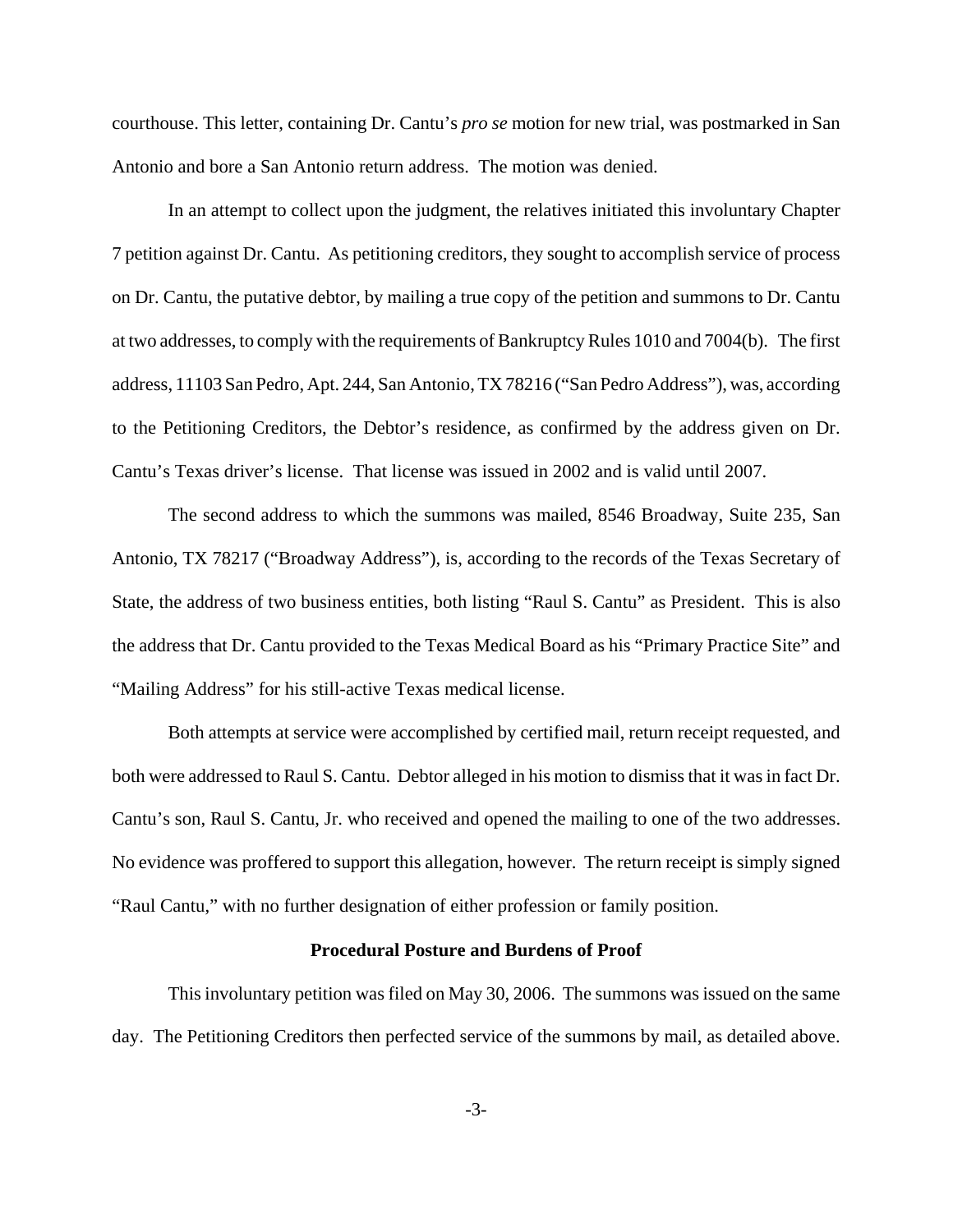courthouse. This letter, containing Dr. Cantu's *pro se* motion for new trial, was postmarked in San Antonio and bore a San Antonio return address. The motion was denied.

In an attempt to collect upon the judgment, the relatives initiated this involuntary Chapter 7 petition against Dr. Cantu. As petitioning creditors, they sought to accomplish service of process on Dr. Cantu, the putative debtor, by mailing a true copy of the petition and summons to Dr. Cantu at two addresses, to comply with the requirements of Bankruptcy Rules 1010 and 7004(b). The first address, 11103 San Pedro, Apt. 244, San Antonio, TX 78216 ("San Pedro Address"), was, according to the Petitioning Creditors, the Debtor's residence, as confirmed by the address given on Dr. Cantu's Texas driver's license. That license was issued in 2002 and is valid until 2007.

The second address to which the summons was mailed, 8546 Broadway, Suite 235, San Antonio, TX 78217 ("Broadway Address"), is, according to the records of the Texas Secretary of State, the address of two business entities, both listing "Raul S. Cantu" as President. This is also the address that Dr. Cantu provided to the Texas Medical Board as his "Primary Practice Site" and "Mailing Address" for his still-active Texas medical license.

Both attempts at service were accomplished by certified mail, return receipt requested, and both were addressed to Raul S. Cantu. Debtor alleged in his motion to dismiss that it was in fact Dr. Cantu's son, Raul S. Cantu, Jr. who received and opened the mailing to one of the two addresses. No evidence was proffered to support this allegation, however. The return receipt is simply signed "Raul Cantu," with no further designation of either profession or family position.

**Procedural Posture and Burdens of Proof**

This involuntary petition was filed on May 30, 2006. The summons was issued on the same day. The Petitioning Creditors then perfected service of the summons by mail, as detailed above.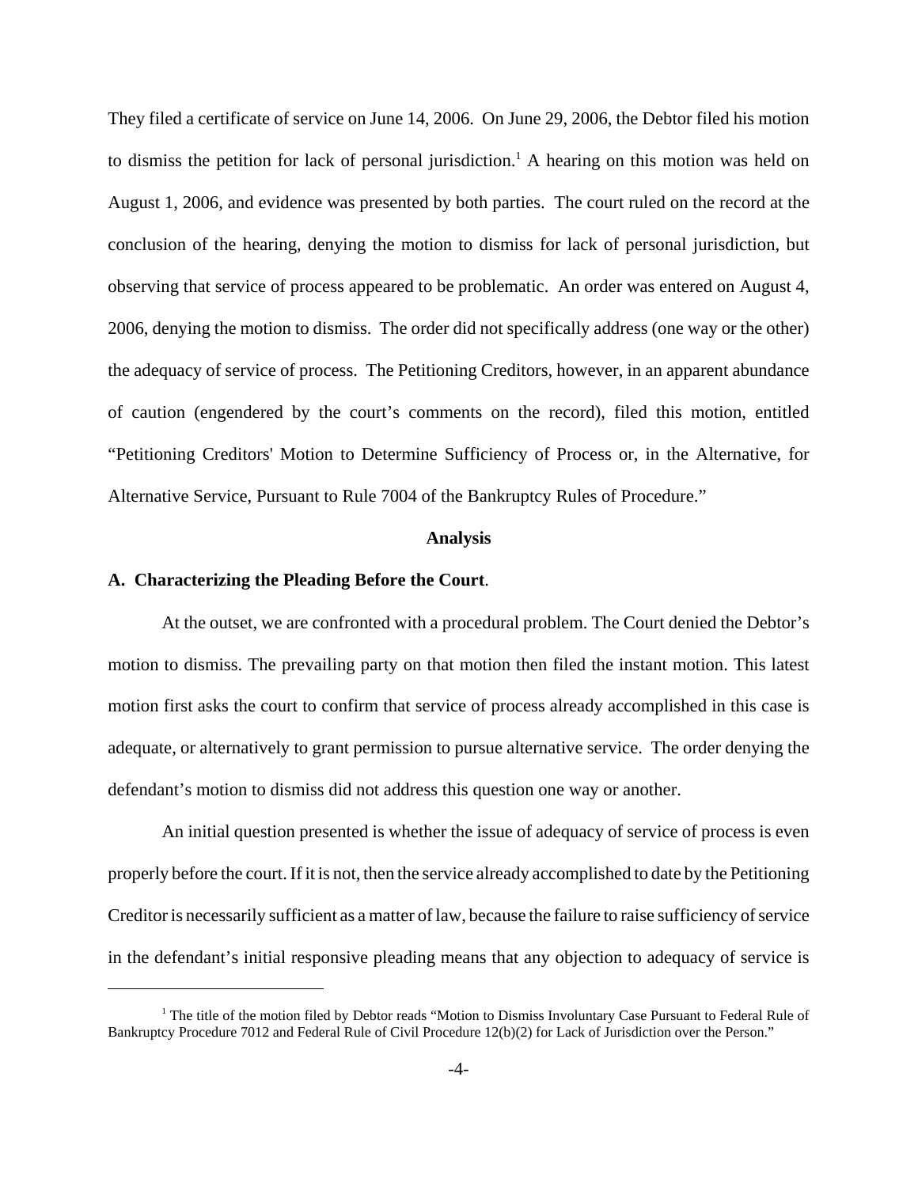They filed a certificate of service on June 14, 2006. On June 29, 2006, the Debtor filed his motion to dismiss the petition for lack of personal jurisdiction.[1] A hearing on this motion was held on August 1, 2006, and evidence was presented by both parties. The court ruled on the record at the conclusion of the hearing, denying the motion to dismiss for lack of personal jurisdiction, but observing that service of process appeared to be problematic. An order was entered on August 4, 2006, denying the motion to dismiss. The order did not specifically address (one way or the other) the adequacy of service of process. The Petitioning Creditors, however, in an apparent abundance of caution (engendered by the court's comments on the record), filed this motion, entitled "Petitioning Creditors' Motion to Determine Sufficiency of Process or, in the Alternative, for Alternative Service, Pursuant to Rule 7004 of the Bankruptcy Rules of Procedure."

## Analysis

### A. Characterizing the Pleading Before the Court.

At the outset, we are confronted with a procedural problem. The Court denied the Debtor's motion to dismiss. The prevailing party on that motion then filed the instant motion. This latest motion first asks the court to confirm that service of process already accomplished in this case is adequate, or alternatively to grant permission to pursue alternative service. The order denying the defendant's motion to dismiss did not address this question one way or another.

An initial question presented is whether the issue of adequacy of service of process is even properly before the court. If it is not, then the service already accomplished to date by the Petitioning Creditor is necessarily sufficient as a matter of law, because the failure to raise sufficiency of service in the defendant's initial responsive pleading means that any objection to adequacy of service is

[1] The title of the motion filed by Debtor reads "Motion to Dismiss Involuntary Case Pursuant to Federal Rule of Bankruptcy Procedure 7012 and Federal Rule of Civil Procedure 12(b)(2) for Lack of Jurisdiction over the Person."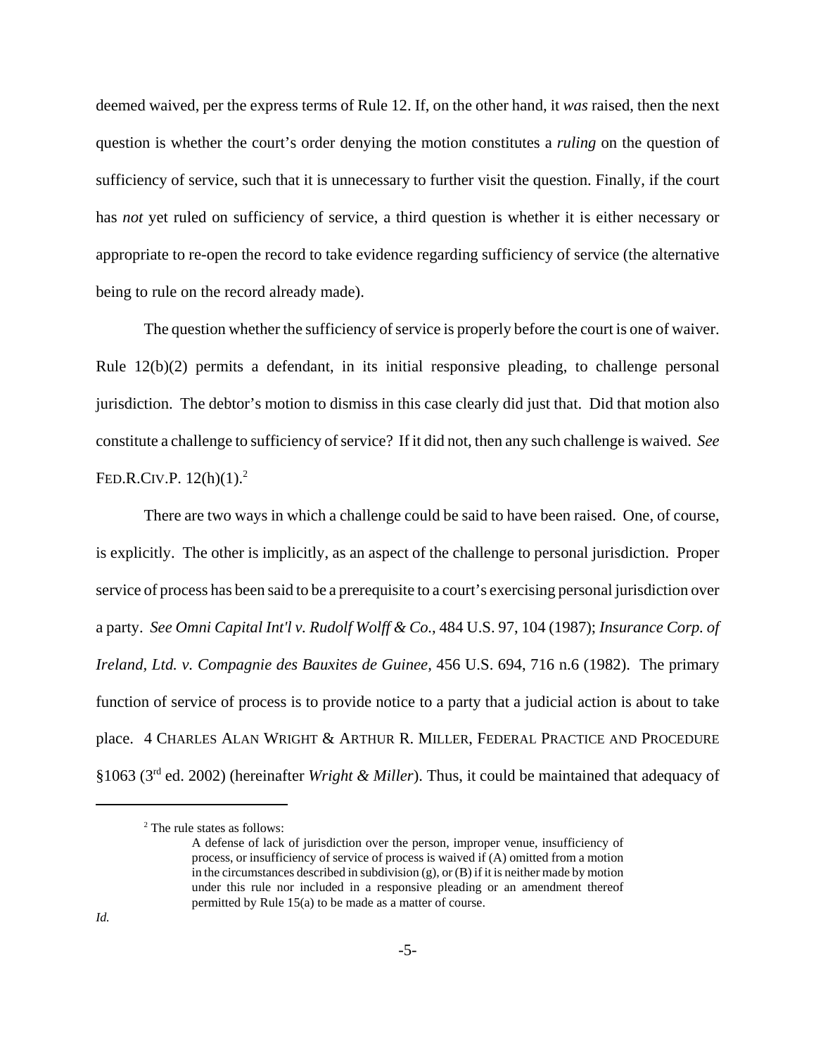deemed waived, per the express terms of Rule 12. If, on the other hand, it *was* raised, then the next question is whether the court's order denying the motion constitutes a *ruling* on the question of sufficiency of service, such that it is unnecessary to further visit the question. Finally, if the court has *not* yet ruled on sufficiency of service, a third question is whether it is either necessary or appropriate to re-open the record to take evidence regarding sufficiency of service (the alternative being to rule on the record already made).

The question whether the sufficiency of service is properly before the court is one of waiver. Rule 12(b)(2) permits a defendant, in its initial responsive pleading, to challenge personal jurisdiction. The debtor's motion to dismiss in this case clearly did just that. Did that motion also constitute a challenge to sufficiency of service? If it did not, then any such challenge is waived. *See* FED.R.CIV.P. 12(h)(1).[2]

There are two ways in which a challenge could be said to have been raised. One, of course, is explicitly. The other is implicitly, as an aspect of the challenge to personal jurisdiction. Proper service of process has been said to be a prerequisite to a court's exercising personal jurisdiction over a party. *See Omni Capital Int'l v. Rudolf Wolff & Co.*, 484 U.S. 97, 104 (1987); *Insurance Corp. of Ireland, Ltd. v. Compagnie des Bauxites de Guinee,* 456 U.S. 694, 716 n.6 (1982). The primary function of service of process is to provide notice to a party that a judicial action is about to take place. 4 CHARLES ALAN WRIGHT & ARTHUR R. MILLER, FEDERAL PRACTICE AND PROCEDURE §1063 (3rd ed. 2002) (hereinafter *Wright & Miller*). Thus, it could be maintained that adequacy of

---

[2] The rule states as follows:

> A defense of lack of jurisdiction over the person, improper venue, insufficiency of process, or insufficiency of service of process is waived if (A) omitted from a motion in the circumstances described in subdivision (g), or (B) if it is neither made by motion under this rule nor included in a responsive pleading or an amendment thereof permitted by Rule 15(a) to be made as a matter of course.

*Id.*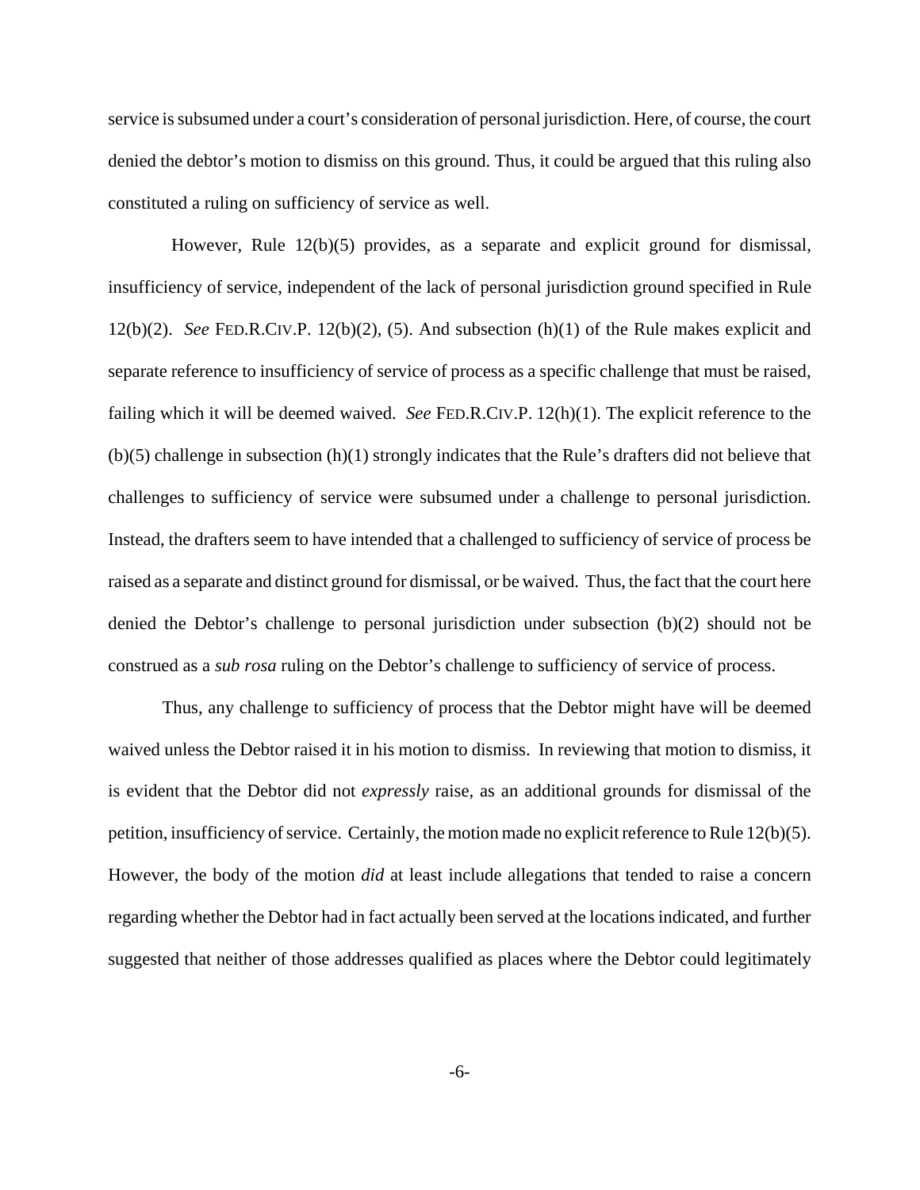service is subsumed under a court's consideration of personal jurisdiction. Here, of course, the court denied the debtor's motion to dismiss on this ground. Thus, it could be argued that this ruling also constituted a ruling on sufficiency of service as well.

However, Rule 12(b)(5) provides, as a separate and explicit ground for dismissal, insufficiency of service, independent of the lack of personal jurisdiction ground specified in Rule 12(b)(2). *See* FED.R.CIV.P. 12(b)(2), (5). And subsection (h)(1) of the Rule makes explicit and separate reference to insufficiency of service of process as a specific challenge that must be raised, failing which it will be deemed waived. *See* FED.R.CIV.P. 12(h)(1). The explicit reference to the (b)(5) challenge in subsection (h)(1) strongly indicates that the Rule's drafters did not believe that challenges to sufficiency of service were subsumed under a challenge to personal jurisdiction. Instead, the drafters seem to have intended that a challenged to sufficiency of service of process be raised as a separate and distinct ground for dismissal, or be waived. Thus, the fact that the court here denied the Debtor's challenge to personal jurisdiction under subsection (b)(2) should not be construed as a *sub rosa* ruling on the Debtor's challenge to sufficiency of service of process.

Thus, any challenge to sufficiency of process that the Debtor might have will be deemed waived unless the Debtor raised it in his motion to dismiss. In reviewing that motion to dismiss, it is evident that the Debtor did not *expressly* raise, as an additional grounds for dismissal of the petition, insufficiency of service. Certainly, the motion made no explicit reference to Rule 12(b)(5). However, the body of the motion *did* at least include allegations that tended to raise a concern regarding whether the Debtor had in fact actually been served at the locations indicated, and further suggested that neither of those addresses qualified as places where the Debtor could legitimately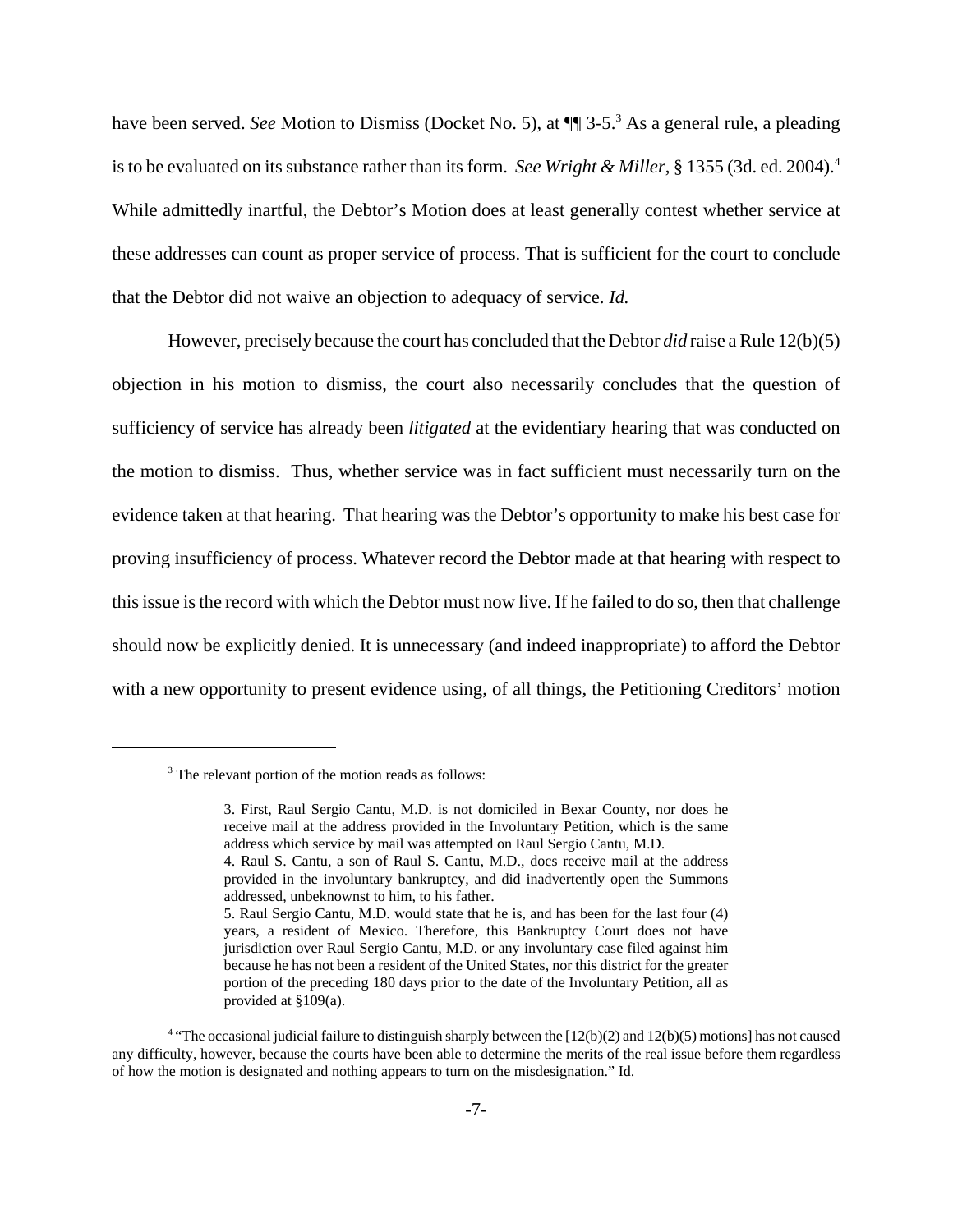have been served. *See* Motion to Dismiss (Docket No. 5), at ¶¶ 3-5.[3] As a general rule, a pleading is to be evaluated on its substance rather than its form. *See Wright & Miller*, § 1355 (3d. ed. 2004).[4] While admittedly inartful, the Debtor's Motion does at least generally contest whether service at these addresses can count as proper service of process. That is sufficient for the court to conclude that the Debtor did not waive an objection to adequacy of service. *Id.*

However, precisely because the court has concluded that the Debtor *did* raise a Rule 12(b)(5) objection in his motion to dismiss, the court also necessarily concludes that the question of sufficiency of service has already been *litigated* at the evidentiary hearing that was conducted on the motion to dismiss. Thus, whether service was in fact sufficient must necessarily turn on the evidence taken at that hearing. That hearing was the Debtor's opportunity to make his best case for proving insufficiency of process. Whatever record the Debtor made at that hearing with respect to this issue is the record with which the Debtor must now live. If he failed to do so, then that challenge should now be explicitly denied. It is unnecessary (and indeed inappropriate) to afford the Debtor with a new opportunity to present evidence using, of all things, the Petitioning Creditors' motion

---

[3] The relevant portion of the motion reads as follows:

> 3. First, Raul Sergio Cantu, M.D. is not domiciled in Bexar County, nor does he receive mail at the address provided in the Involuntary Petition, which is the same address which service by mail was attempted on Raul Sergio Cantu, M.D.
> 4. Raul S. Cantu, a son of Raul S. Cantu, M.D., docs receive mail at the address provided in the involuntary bankruptcy, and did inadvertently open the Summons addressed, unbeknownst to him, to his father.
> 5. Raul Sergio Cantu, M.D. would state that he is, and has been for the last four (4) years, a resident of Mexico. Therefore, this Bankruptcy Court does not have jurisdiction over Raul Sergio Cantu, M.D. or any involuntary case filed against him because he has not been a resident of the United States, nor this district for the greater portion of the preceding 180 days prior to the date of the Involuntary Petition, all as provided at §109(a).

[4] "The occasional judicial failure to distinguish sharply between the [12(b)(2) and 12(b)(5) motions] has not caused any difficulty, however, because the courts have been able to determine the merits of the real issue before them regardless of how the motion is designated and nothing appears to turn on the misdesignation." Id.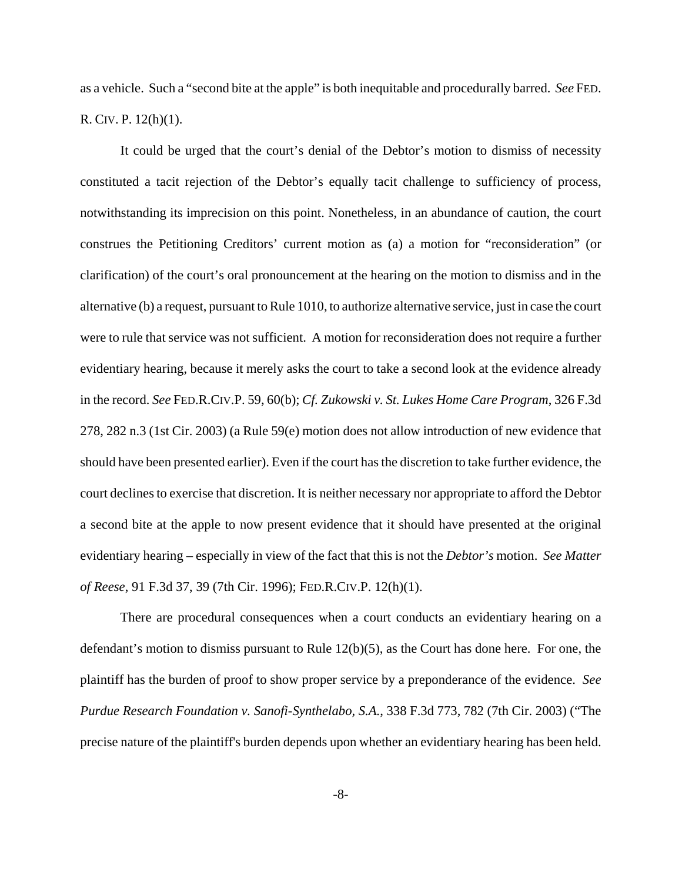as a vehicle. Such a "second bite at the apple" is both inequitable and procedurally barred. *See* FED. R. CIV. P. 12(h)(1).

It could be urged that the court's denial of the Debtor's motion to dismiss of necessity constituted a tacit rejection of the Debtor's equally tacit challenge to sufficiency of process, notwithstanding its imprecision on this point. Nonetheless, in an abundance of caution, the court construes the Petitioning Creditors' current motion as (a) a motion for "reconsideration" (or clarification) of the court's oral pronouncement at the hearing on the motion to dismiss and in the alternative (b) a request, pursuant to Rule 1010, to authorize alternative service, just in case the court were to rule that service was not sufficient. A motion for reconsideration does not require a further evidentiary hearing, because it merely asks the court to take a second look at the evidence already in the record. *See* FED.R.CIV.P. 59, 60(b); *Cf. Zukowski v. St. Lukes Home Care Program*, 326 F.3d 278, 282 n.3 (1st Cir. 2003) (a Rule 59(e) motion does not allow introduction of new evidence that should have been presented earlier). Even if the court has the discretion to take further evidence, the court declines to exercise that discretion. It is neither necessary nor appropriate to afford the Debtor a second bite at the apple to now present evidence that it should have presented at the original evidentiary hearing – especially in view of the fact that this is not the *Debtor's* motion. *See Matter of Reese*, 91 F.3d 37, 39 (7th Cir. 1996); FED.R.CIV.P. 12(h)(1).

There are procedural consequences when a court conducts an evidentiary hearing on a defendant's motion to dismiss pursuant to Rule 12(b)(5), as the Court has done here. For one, the plaintiff has the burden of proof to show proper service by a preponderance of the evidence. *See Purdue Research Foundation v. Sanofi-Synthelabo, S.A.*, 338 F.3d 773, 782 (7th Cir. 2003) ("The precise nature of the plaintiff's burden depends upon whether an evidentiary hearing has been held.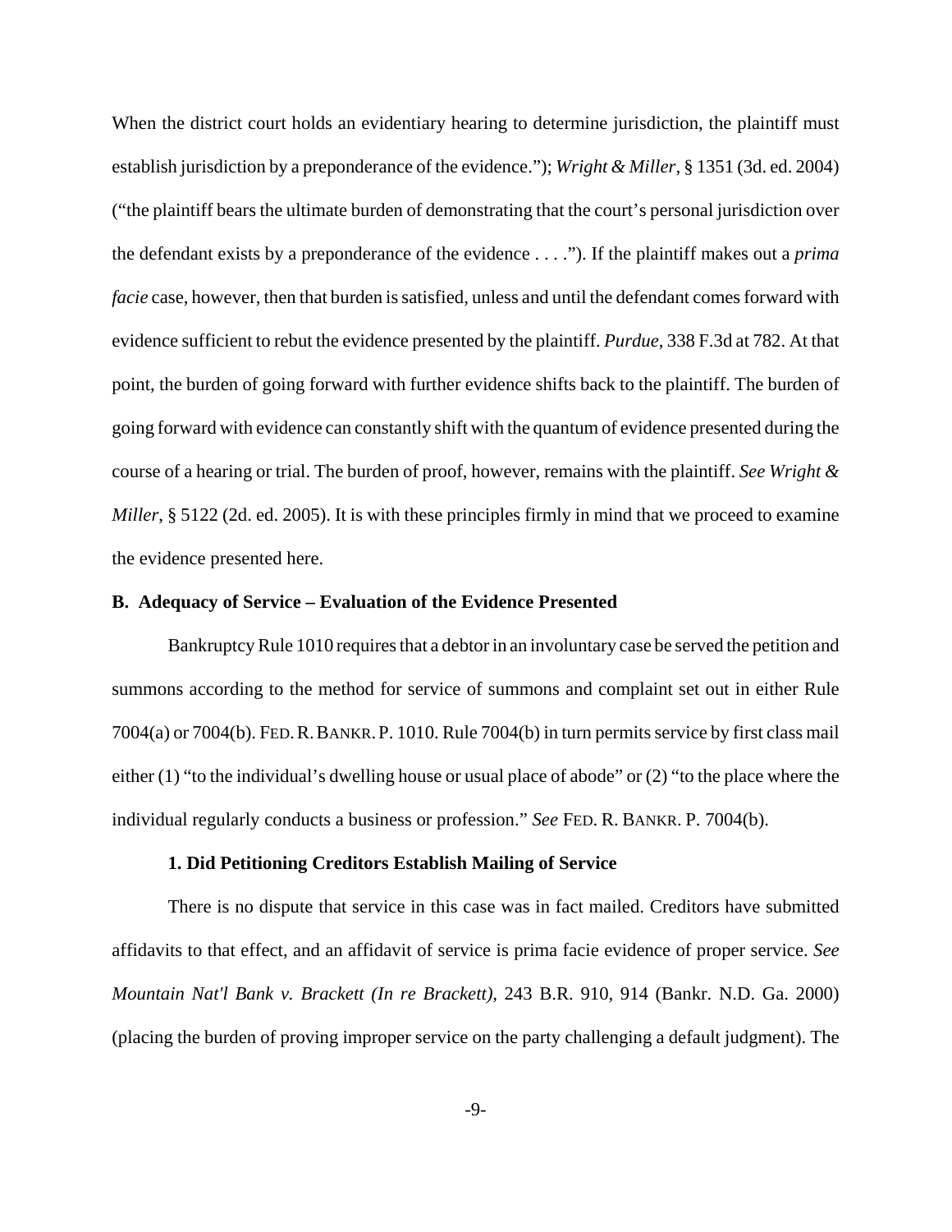When the district court holds an evidentiary hearing to determine jurisdiction, the plaintiff must establish jurisdiction by a preponderance of the evidence."); *Wright & Miller,* § 1351 (3d. ed. 2004) ("the plaintiff bears the ultimate burden of demonstrating that the court's personal jurisdiction over the defendant exists by a preponderance of the evidence . . . ."). If the plaintiff makes out a *prima facie* case, however, then that burden is satisfied, unless and until the defendant comes forward with evidence sufficient to rebut the evidence presented by the plaintiff. *Purdue*, 338 F.3d at 782. At that point, the burden of going forward with further evidence shifts back to the plaintiff. The burden of going forward with evidence can constantly shift with the quantum of evidence presented during the course of a hearing or trial. The burden of proof, however, remains with the plaintiff. *See Wright & Miller,* § 5122 (2d. ed. 2005). It is with these principles firmly in mind that we proceed to examine the evidence presented here.

### B. Adequacy of Service – Evaluation of the Evidence Presented

Bankruptcy Rule 1010 requires that a debtor in an involuntary case be served the petition and summons according to the method for service of summons and complaint set out in either Rule 7004(a) or 7004(b). FED. R. BANKR. P. 1010. Rule 7004(b) in turn permits service by first class mail either (1) "to the individual's dwelling house or usual place of abode" or (2) "to the place where the individual regularly conducts a business or profession." *See* FED. R. BANKR. P. 7004(b).

#### 1. Did Petitioning Creditors Establish Mailing of Service

There is no dispute that service in this case was in fact mailed. Creditors have submitted affidavits to that effect, and an affidavit of service is prima facie evidence of proper service. *See Mountain Nat'l Bank v. Brackett (In re Brackett),* 243 B.R. 910, 914 (Bankr. N.D. Ga. 2000) (placing the burden of proving improper service on the party challenging a default judgment). The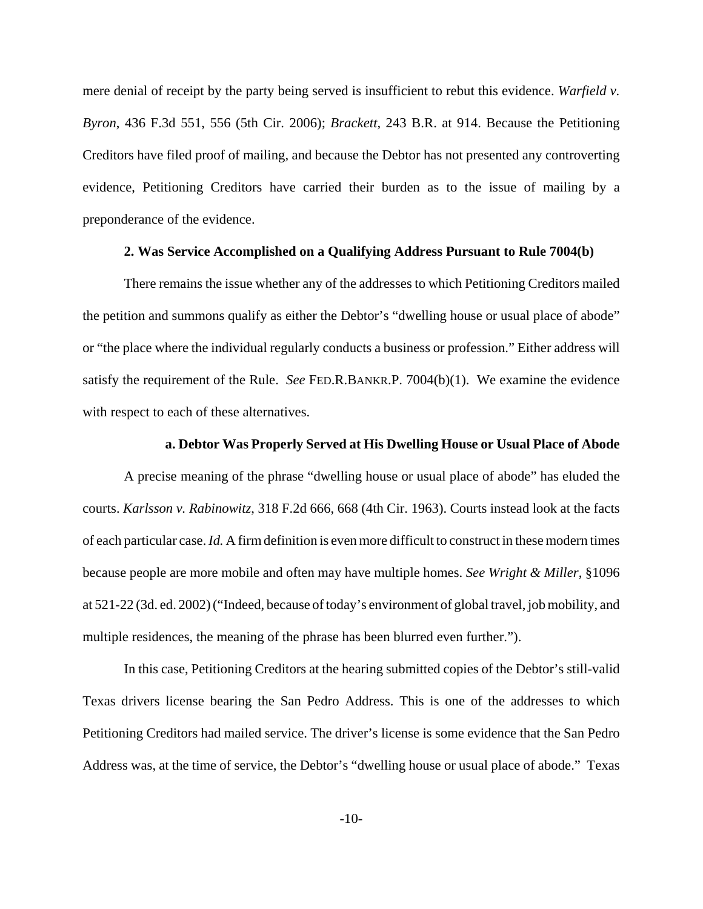mere denial of receipt by the party being served is insufficient to rebut this evidence. *Warfield v. Byron*, 436 F.3d 551, 556 (5th Cir. 2006); *Brackett*, 243 B.R. at 914. Because the Petitioning Creditors have filed proof of mailing, and because the Debtor has not presented any controverting evidence, Petitioning Creditors have carried their burden as to the issue of mailing by a preponderance of the evidence.

**2. Was Service Accomplished on a Qualifying Address Pursuant to Rule 7004(b)**

There remains the issue whether any of the addresses to which Petitioning Creditors mailed the petition and summons qualify as either the Debtor's "dwelling house or usual place of abode" or "the place where the individual regularly conducts a business or profession." Either address will satisfy the requirement of the Rule. *See* FED.R.BANKR.P. 7004(b)(1). We examine the evidence with respect to each of these alternatives.

**a. Debtor Was Properly Served at His Dwelling House or Usual Place of Abode**

A precise meaning of the phrase "dwelling house or usual place of abode" has eluded the courts. *Karlsson v. Rabinowitz*, 318 F.2d 666, 668 (4th Cir. 1963). Courts instead look at the facts of each particular case. *Id.* A firm definition is even more difficult to construct in these modern times because people are more mobile and often may have multiple homes. *See Wright & Miller*, §1096 at 521-22 (3d. ed. 2002) ("Indeed, because of today's environment of global travel, job mobility, and multiple residences, the meaning of the phrase has been blurred even further.").

In this case, Petitioning Creditors at the hearing submitted copies of the Debtor's still-valid Texas drivers license bearing the San Pedro Address. This is one of the addresses to which Petitioning Creditors had mailed service. The driver's license is some evidence that the San Pedro Address was, at the time of service, the Debtor's "dwelling house or usual place of abode." Texas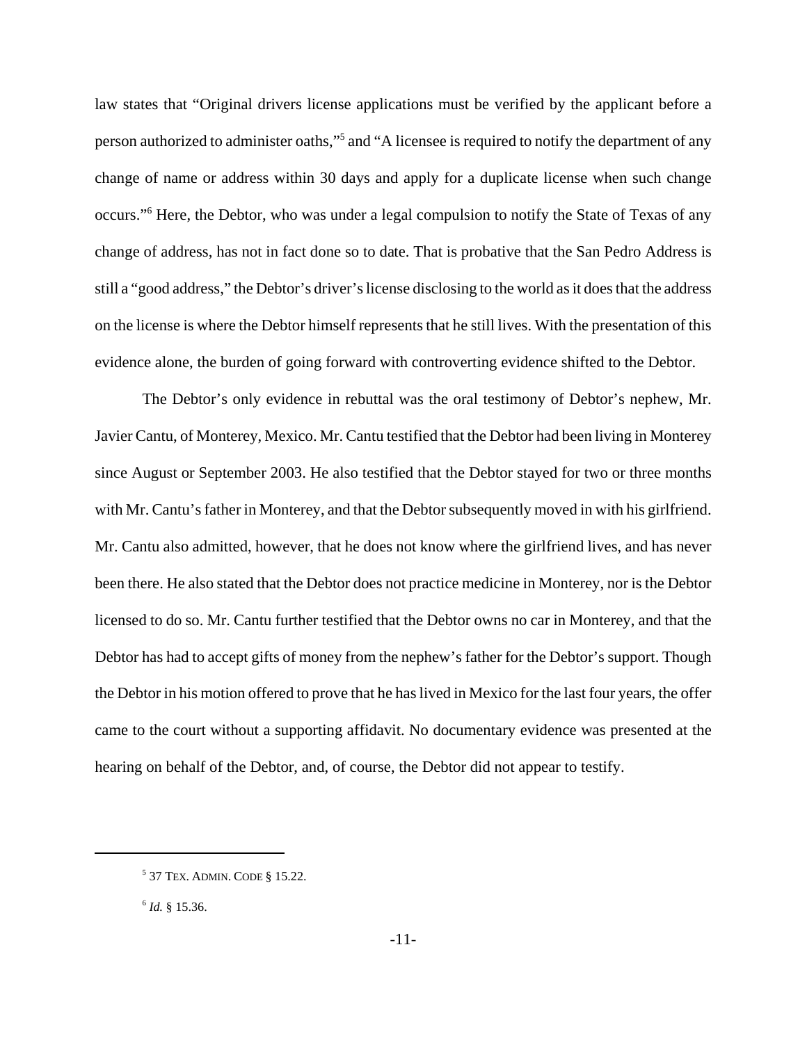law states that "Original drivers license applications must be verified by the applicant before a person authorized to administer oaths,"[5] and "A licensee is required to notify the department of any change of name or address within 30 days and apply for a duplicate license when such change occurs."[6] Here, the Debtor, who was under a legal compulsion to notify the State of Texas of any change of address, has not in fact done so to date. That is probative that the San Pedro Address is still a "good address," the Debtor's driver's license disclosing to the world as it does that the address on the license is where the Debtor himself represents that he still lives. With the presentation of this evidence alone, the burden of going forward with controverting evidence shifted to the Debtor.

The Debtor's only evidence in rebuttal was the oral testimony of Debtor's nephew, Mr. Javier Cantu, of Monterey, Mexico. Mr. Cantu testified that the Debtor had been living in Monterey since August or September 2003. He also testified that the Debtor stayed for two or three months with Mr. Cantu's father in Monterey, and that the Debtor subsequently moved in with his girlfriend. Mr. Cantu also admitted, however, that he does not know where the girlfriend lives, and has never been there. He also stated that the Debtor does not practice medicine in Monterey, nor is the Debtor licensed to do so. Mr. Cantu further testified that the Debtor owns no car in Monterey, and that the Debtor has had to accept gifts of money from the nephew's father for the Debtor's support. Though the Debtor in his motion offered to prove that he has lived in Mexico for the last four years, the offer came to the court without a supporting affidavit. No documentary evidence was presented at the hearing on behalf of the Debtor, and, of course, the Debtor did not appear to testify.

---

[5] 37 TEX. ADMIN. CODE § 15.22.

[6] *Id.* § 15.36.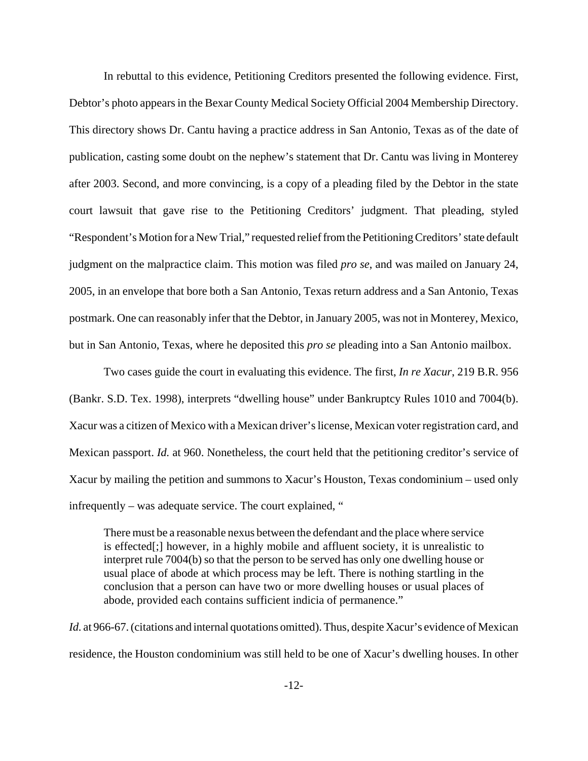In rebuttal to this evidence, Petitioning Creditors presented the following evidence. First, Debtor's photo appears in the Bexar County Medical Society Official 2004 Membership Directory. This directory shows Dr. Cantu having a practice address in San Antonio, Texas as of the date of publication, casting some doubt on the nephew's statement that Dr. Cantu was living in Monterey after 2003. Second, and more convincing, is a copy of a pleading filed by the Debtor in the state court lawsuit that gave rise to the Petitioning Creditors' judgment. That pleading, styled "Respondent's Motion for a New Trial," requested relief from the Petitioning Creditors' state default judgment on the malpractice claim. This motion was filed *pro se*, and was mailed on January 24, 2005, in an envelope that bore both a San Antonio, Texas return address and a San Antonio, Texas postmark. One can reasonably infer that the Debtor, in January 2005, was not in Monterey, Mexico, but in San Antonio, Texas, where he deposited this *pro se* pleading into a San Antonio mailbox.

Two cases guide the court in evaluating this evidence. The first, *In re Xacur*, 219 B.R. 956 (Bankr. S.D. Tex. 1998), interprets "dwelling house" under Bankruptcy Rules 1010 and 7004(b). Xacur was a citizen of Mexico with a Mexican driver's license, Mexican voter registration card, and Mexican passport. *Id.* at 960. Nonetheless, the court held that the petitioning creditor's service of Xacur by mailing the petition and summons to Xacur's Houston, Texas condominium – used only infrequently – was adequate service. The court explained, "

> There must be a reasonable nexus between the defendant and the place where service is effected[;] however, in a highly mobile and affluent society, it is unrealistic to interpret rule 7004(b) so that the person to be served has only one dwelling house or usual place of abode at which process may be left. There is nothing startling in the conclusion that a person can have two or more dwelling houses or usual places of abode, provided each contains sufficient indicia of permanence."

*Id.* at 966-67. (citations and internal quotations omitted). Thus, despite Xacur's evidence of Mexican residence, the Houston condominium was still held to be one of Xacur's dwelling houses. In other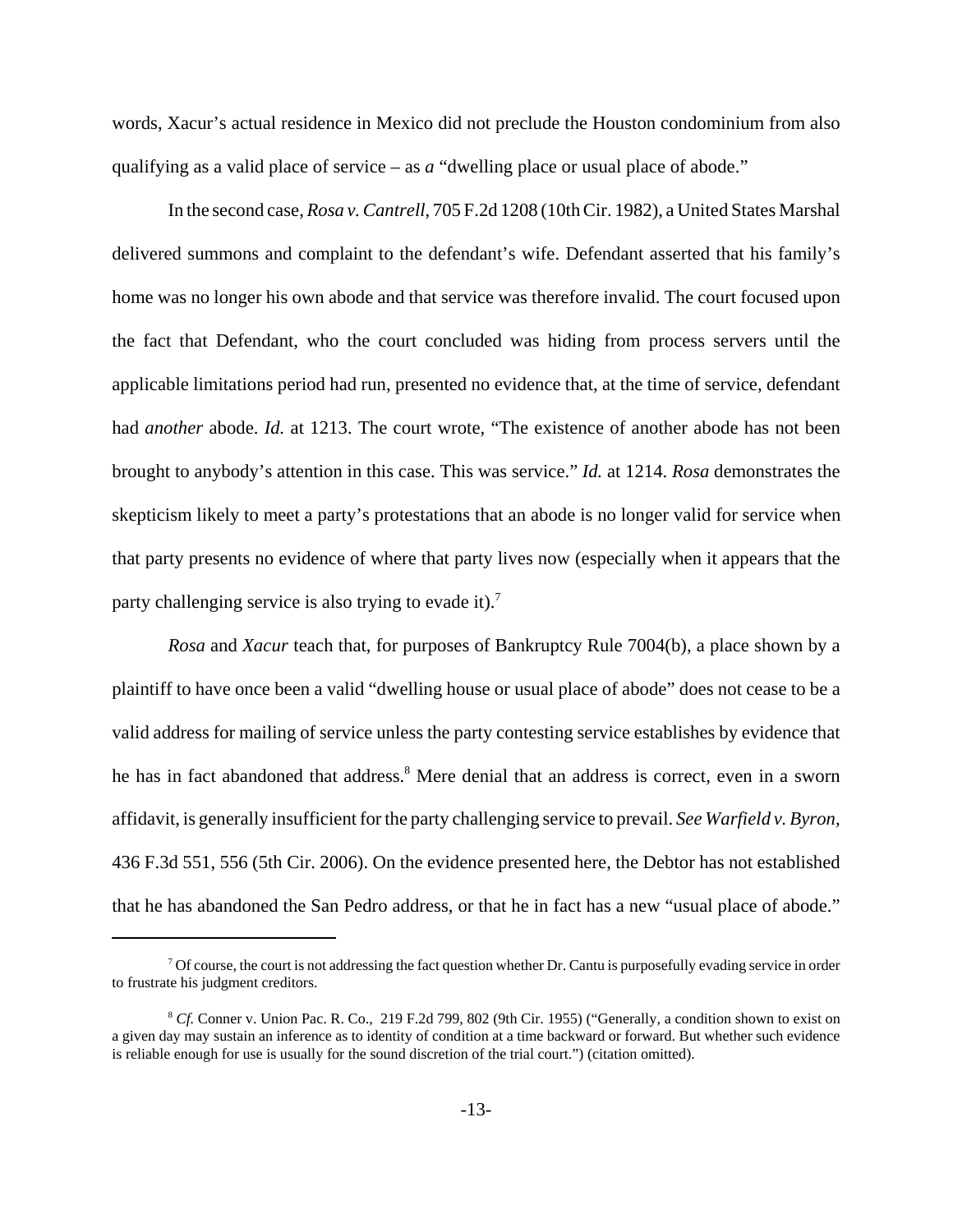words, Xacur's actual residence in Mexico did not preclude the Houston condominium from also qualifying as a valid place of service – as *a* "dwelling place or usual place of abode."

In the second case, *Rosa v. Cantrell*, 705 F.2d 1208 (10th Cir. 1982), a United States Marshal delivered summons and complaint to the defendant's wife. Defendant asserted that his family's home was no longer his own abode and that service was therefore invalid. The court focused upon the fact that Defendant, who the court concluded was hiding from process servers until the applicable limitations period had run, presented no evidence that, at the time of service, defendant had *another* abode. *Id.* at 1213. The court wrote, "The existence of another abode has not been brought to anybody's attention in this case. This was service." *Id.* at 1214. *Rosa* demonstrates the skepticism likely to meet a party's protestations that an abode is no longer valid for service when that party presents no evidence of where that party lives now (especially when it appears that the party challenging service is also trying to evade it).[7]

*Rosa* and *Xacur* teach that, for purposes of Bankruptcy Rule 7004(b), a place shown by a plaintiff to have once been a valid "dwelling house or usual place of abode" does not cease to be a valid address for mailing of service unless the party contesting service establishes by evidence that he has in fact abandoned that address.[8] Mere denial that an address is correct, even in a sworn affidavit, is generally insufficient for the party challenging service to prevail. *See Warfield v. Byron*, 436 F.3d 551, 556 (5th Cir. 2006). On the evidence presented here, the Debtor has not established that he has abandoned the San Pedro address, or that he in fact has a new "usual place of abode."

---

[7] Of course, the court is not addressing the fact question whether Dr. Cantu is purposefully evading service in order to frustrate his judgment creditors.

[8] *Cf.* Conner v. Union Pac. R. Co., 219 F.2d 799, 802 (9th Cir. 1955) ("Generally, a condition shown to exist on a given day may sustain an inference as to identity of condition at a time backward or forward. But whether such evidence is reliable enough for use is usually for the sound discretion of the trial court.") (citation omitted).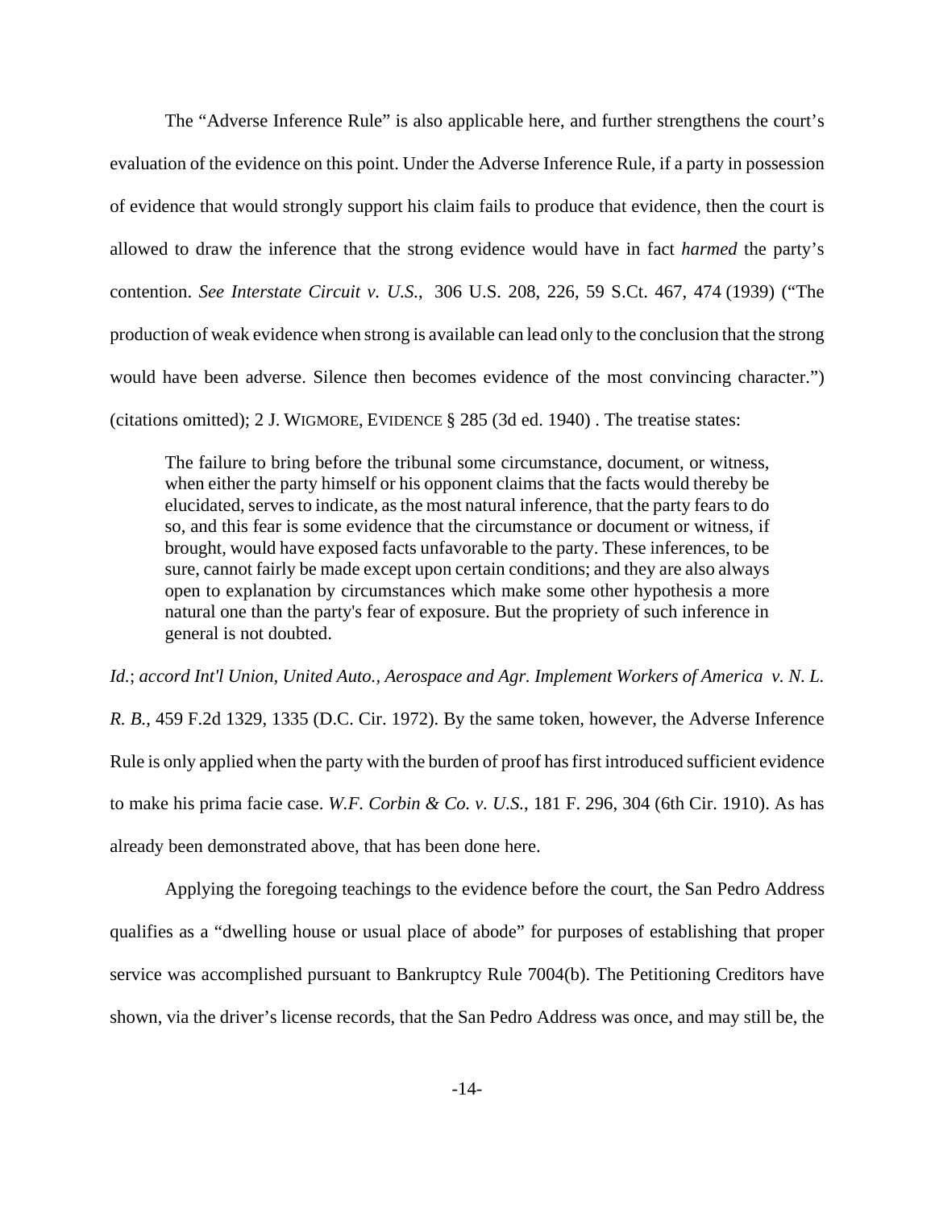The "Adverse Inference Rule" is also applicable here, and further strengthens the court's evaluation of the evidence on this point. Under the Adverse Inference Rule, if a party in possession of evidence that would strongly support his claim fails to produce that evidence, then the court is allowed to draw the inference that the strong evidence would have in fact *harmed* the party's contention. *See Interstate Circuit v. U.S.*, 306 U.S. 208, 226, 59 S.Ct. 467, 474 (1939) ("The production of weak evidence when strong is available can lead only to the conclusion that the strong would have been adverse. Silence then becomes evidence of the most convincing character.") (citations omitted); 2 J. WIGMORE, EVIDENCE § 285 (3d ed. 1940) . The treatise states:

> The failure to bring before the tribunal some circumstance, document, or witness, when either the party himself or his opponent claims that the facts would thereby be elucidated, serves to indicate, as the most natural inference, that the party fears to do so, and this fear is some evidence that the circumstance or document or witness, if brought, would have exposed facts unfavorable to the party. These inferences, to be sure, cannot fairly be made except upon certain conditions; and they are also always open to explanation by circumstances which make some other hypothesis a more natural one than the party's fear of exposure. But the propriety of such inference in general is not doubted.

*Id.*; *accord Int'l Union, United Auto., Aerospace and Agr. Implement Workers of America v. N. L. R. B.*, 459 F.2d 1329, 1335 (D.C. Cir. 1972). By the same token, however, the Adverse Inference Rule is only applied when the party with the burden of proof has first introduced sufficient evidence to make his prima facie case. *W.F. Corbin & Co. v. U.S.*, 181 F. 296, 304 (6th Cir. 1910). As has already been demonstrated above, that has been done here.

Applying the foregoing teachings to the evidence before the court, the San Pedro Address qualifies as a "dwelling house or usual place of abode" for purposes of establishing that proper service was accomplished pursuant to Bankruptcy Rule 7004(b). The Petitioning Creditors have shown, via the driver's license records, that the San Pedro Address was once, and may still be, the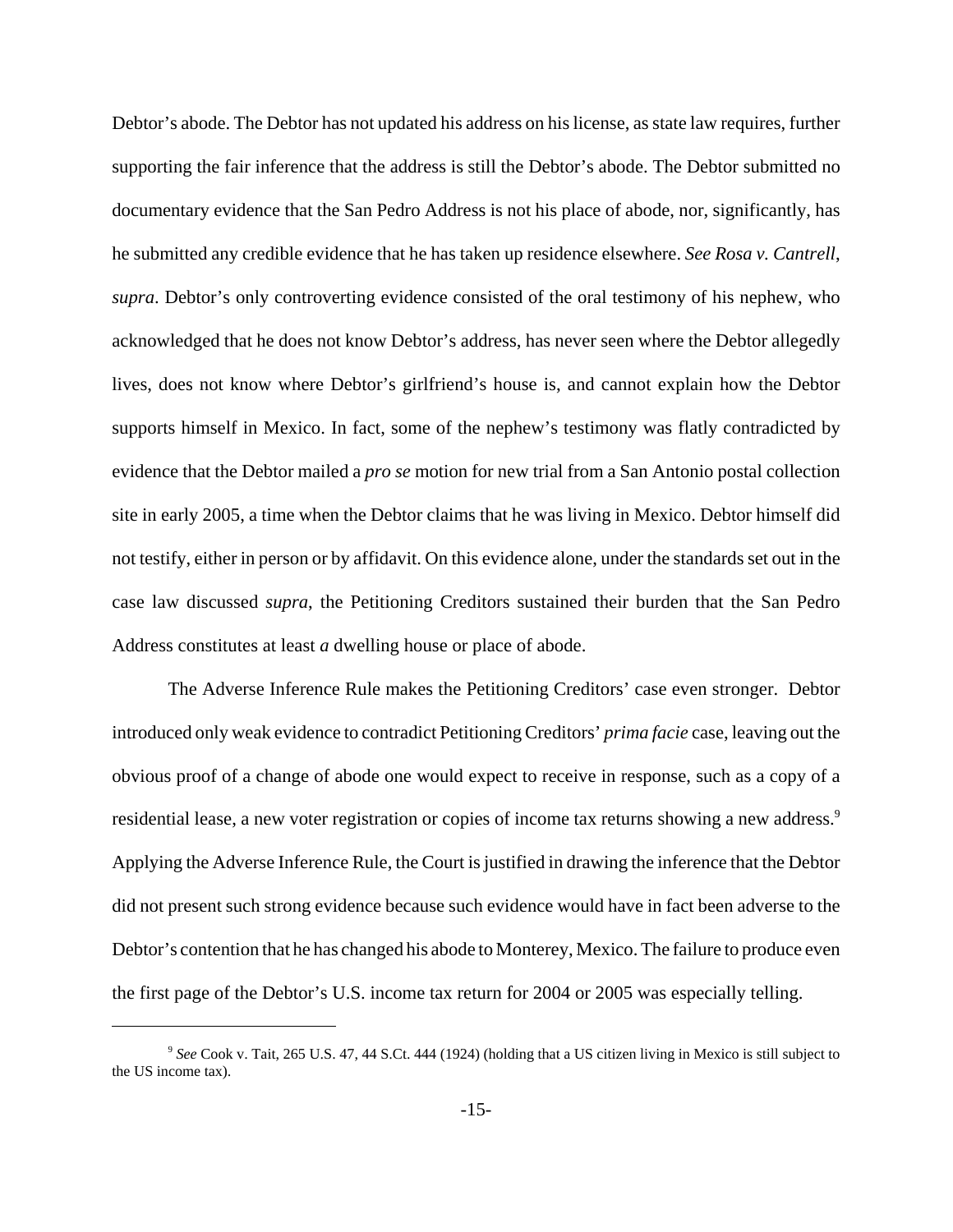Debtor's abode. The Debtor has not updated his address on his license, as state law requires, further supporting the fair inference that the address is still the Debtor's abode. The Debtor submitted no documentary evidence that the San Pedro Address is not his place of abode, nor, significantly, has he submitted any credible evidence that he has taken up residence elsewhere. *See Rosa v. Cantrell*, *supra*. Debtor's only controverting evidence consisted of the oral testimony of his nephew, who acknowledged that he does not know Debtor's address, has never seen where the Debtor allegedly lives, does not know where Debtor's girlfriend's house is, and cannot explain how the Debtor supports himself in Mexico. In fact, some of the nephew's testimony was flatly contradicted by evidence that the Debtor mailed a *pro se* motion for new trial from a San Antonio postal collection site in early 2005, a time when the Debtor claims that he was living in Mexico. Debtor himself did not testify, either in person or by affidavit. On this evidence alone, under the standards set out in the case law discussed *supra*, the Petitioning Creditors sustained their burden that the San Pedro Address constitutes at least *a* dwelling house or place of abode.

The Adverse Inference Rule makes the Petitioning Creditors' case even stronger. Debtor introduced only weak evidence to contradict Petitioning Creditors' *prima facie* case, leaving out the obvious proof of a change of abode one would expect to receive in response, such as a copy of a residential lease, a new voter registration or copies of income tax returns showing a new address.[9] Applying the Adverse Inference Rule, the Court is justified in drawing the inference that the Debtor did not present such strong evidence because such evidence would have in fact been adverse to the Debtor's contention that he has changed his abode to Monterey, Mexico. The failure to produce even the first page of the Debtor's U.S. income tax return for 2004 or 2005 was especially telling.

---

[9] *See* Cook v. Tait, 265 U.S. 47, 44 S.Ct. 444 (1924) (holding that a US citizen living in Mexico is still subject to the US income tax).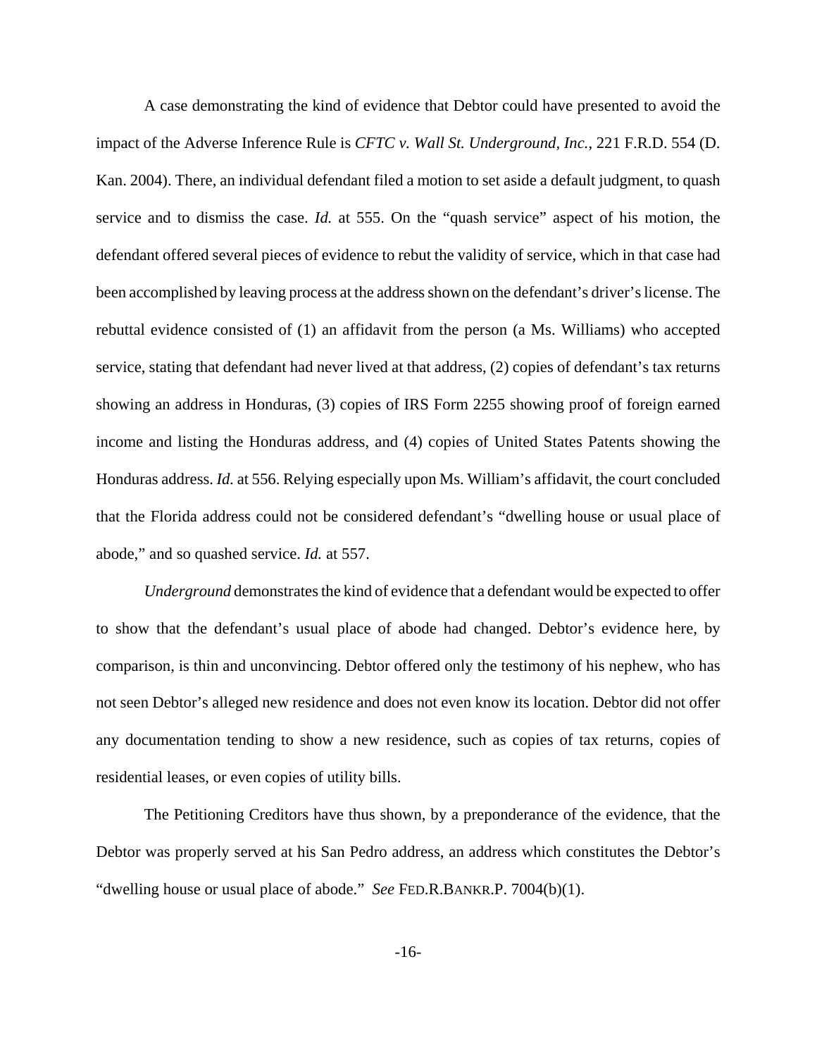A case demonstrating the kind of evidence that Debtor could have presented to avoid the impact of the Adverse Inference Rule is *CFTC v. Wall St. Underground, Inc.*, 221 F.R.D. 554 (D. Kan. 2004). There, an individual defendant filed a motion to set aside a default judgment, to quash service and to dismiss the case. *Id.* at 555. On the "quash service" aspect of his motion, the defendant offered several pieces of evidence to rebut the validity of service, which in that case had been accomplished by leaving process at the address shown on the defendant's driver's license. The rebuttal evidence consisted of (1) an affidavit from the person (a Ms. Williams) who accepted service, stating that defendant had never lived at that address, (2) copies of defendant's tax returns showing an address in Honduras, (3) copies of IRS Form 2255 showing proof of foreign earned income and listing the Honduras address, and (4) copies of United States Patents showing the Honduras address. *Id.* at 556. Relying especially upon Ms. William's affidavit, the court concluded that the Florida address could not be considered defendant's "dwelling house or usual place of abode," and so quashed service. *Id.* at 557.

*Underground* demonstrates the kind of evidence that a defendant would be expected to offer to show that the defendant's usual place of abode had changed. Debtor's evidence here, by comparison, is thin and unconvincing. Debtor offered only the testimony of his nephew, who has not seen Debtor's alleged new residence and does not even know its location. Debtor did not offer any documentation tending to show a new residence, such as copies of tax returns, copies of residential leases, or even copies of utility bills.

The Petitioning Creditors have thus shown, by a preponderance of the evidence, that the Debtor was properly served at his San Pedro address, an address which constitutes the Debtor's "dwelling house or usual place of abode." *See* FED.R.BANKR.P. 7004(b)(1).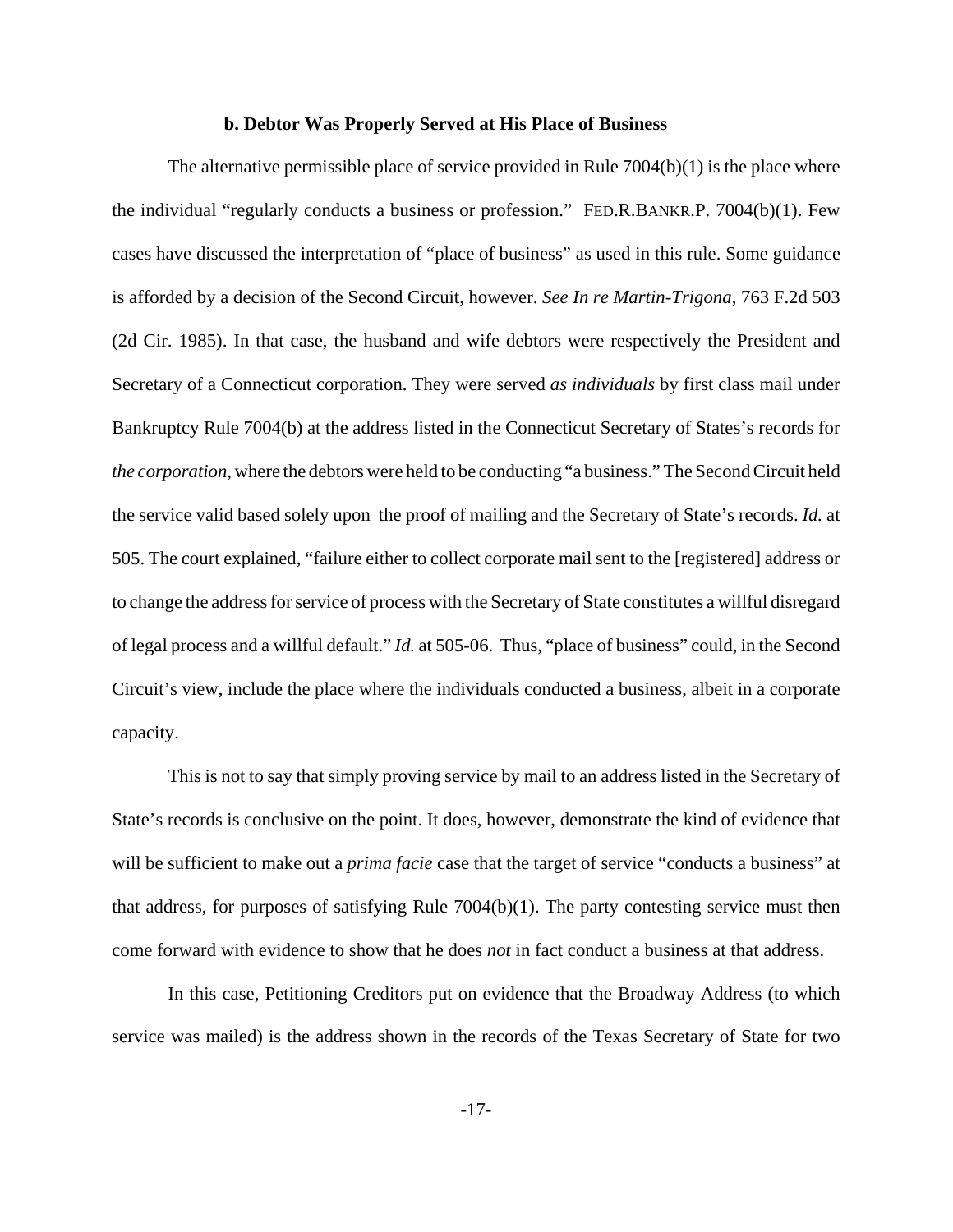**b. Debtor Was Properly Served at His Place of Business**

The alternative permissible place of service provided in Rule 7004(b)(1) is the place where the individual "regularly conducts a business or profession." FED.R.BANKR.P. 7004(b)(1). Few cases have discussed the interpretation of "place of business" as used in this rule. Some guidance is afforded by a decision of the Second Circuit, however. *See In re Martin-Trigona*, 763 F.2d 503 (2d Cir. 1985). In that case, the husband and wife debtors were respectively the President and Secretary of a Connecticut corporation. They were served *as individuals* by first class mail under Bankruptcy Rule 7004(b) at the address listed in the Connecticut Secretary of States's records for *the corporation*, where the debtors were held to be conducting "a business." The Second Circuit held the service valid based solely upon the proof of mailing and the Secretary of State's records. *Id.* at 505. The court explained, "failure either to collect corporate mail sent to the [registered] address or to change the address for service of process with the Secretary of State constitutes a willful disregard of legal process and a willful default." *Id.* at 505-06. Thus, "place of business" could, in the Second Circuit's view, include the place where the individuals conducted a business, albeit in a corporate capacity.

This is not to say that simply proving service by mail to an address listed in the Secretary of State's records is conclusive on the point. It does, however, demonstrate the kind of evidence that will be sufficient to make out a *prima facie* case that the target of service "conducts a business" at that address, for purposes of satisfying Rule 7004(b)(1). The party contesting service must then come forward with evidence to show that he does *not* in fact conduct a business at that address.

In this case, Petitioning Creditors put on evidence that the Broadway Address (to which service was mailed) is the address shown in the records of the Texas Secretary of State for two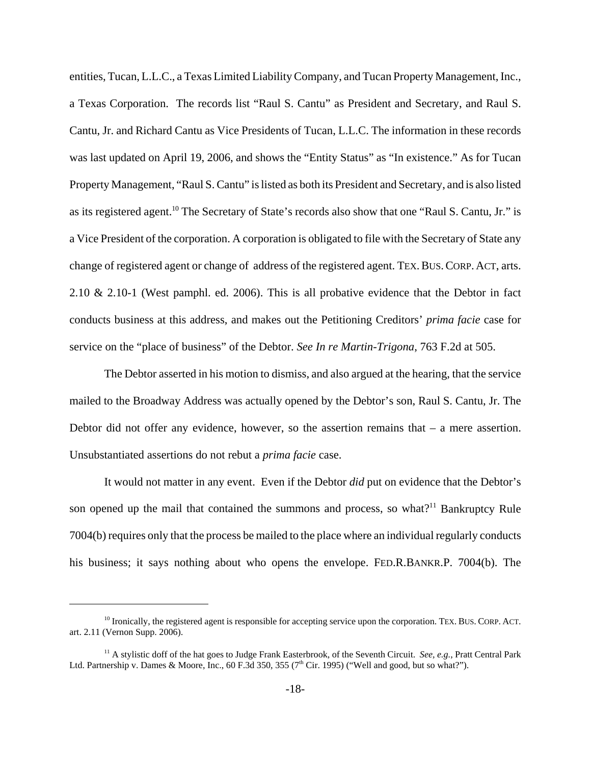entities, Tucan, L.L.C., a Texas Limited Liability Company, and Tucan Property Management, Inc., a Texas Corporation. The records list "Raul S. Cantu" as President and Secretary, and Raul S. Cantu, Jr. and Richard Cantu as Vice Presidents of Tucan, L.L.C. The information in these records was last updated on April 19, 2006, and shows the "Entity Status" as "In existence." As for Tucan Property Management, "Raul S. Cantu" is listed as both its President and Secretary, and is also listed as its registered agent.[10] The Secretary of State's records also show that one "Raul S. Cantu, Jr." is a Vice President of the corporation. A corporation is obligated to file with the Secretary of State any change of registered agent or change of address of the registered agent. TEX. BUS. CORP. ACT, arts. 2.10 & 2.10-1 (West pamphl. ed. 2006). This is all probative evidence that the Debtor in fact conducts business at this address, and makes out the Petitioning Creditors' *prima facie* case for service on the "place of business" of the Debtor. *See In re Martin-Trigona*, 763 F.2d at 505.

The Debtor asserted in his motion to dismiss, and also argued at the hearing, that the service mailed to the Broadway Address was actually opened by the Debtor's son, Raul S. Cantu, Jr. The Debtor did not offer any evidence, however, so the assertion remains that – a mere assertion. Unsubstantiated assertions do not rebut a *prima facie* case.

It would not matter in any event. Even if the Debtor *did* put on evidence that the Debtor's son opened up the mail that contained the summons and process, so what?[11] Bankruptcy Rule 7004(b) requires only that the process be mailed to the place where an individual regularly conducts his business; it says nothing about who opens the envelope. FED.R.BANKR.P. 7004(b). The

---

[10] Ironically, the registered agent is responsible for accepting service upon the corporation. TEX. BUS. CORP. ACT. art. 2.11 (Vernon Supp. 2006).

[11] A stylistic doff of the hat goes to Judge Frank Easterbrook, of the Seventh Circuit. *See, e.g.*, Pratt Central Park Ltd. Partnership v. Dames & Moore, Inc., 60 F.3d 350, 355 (7th Cir. 1995) ("Well and good, but so what?").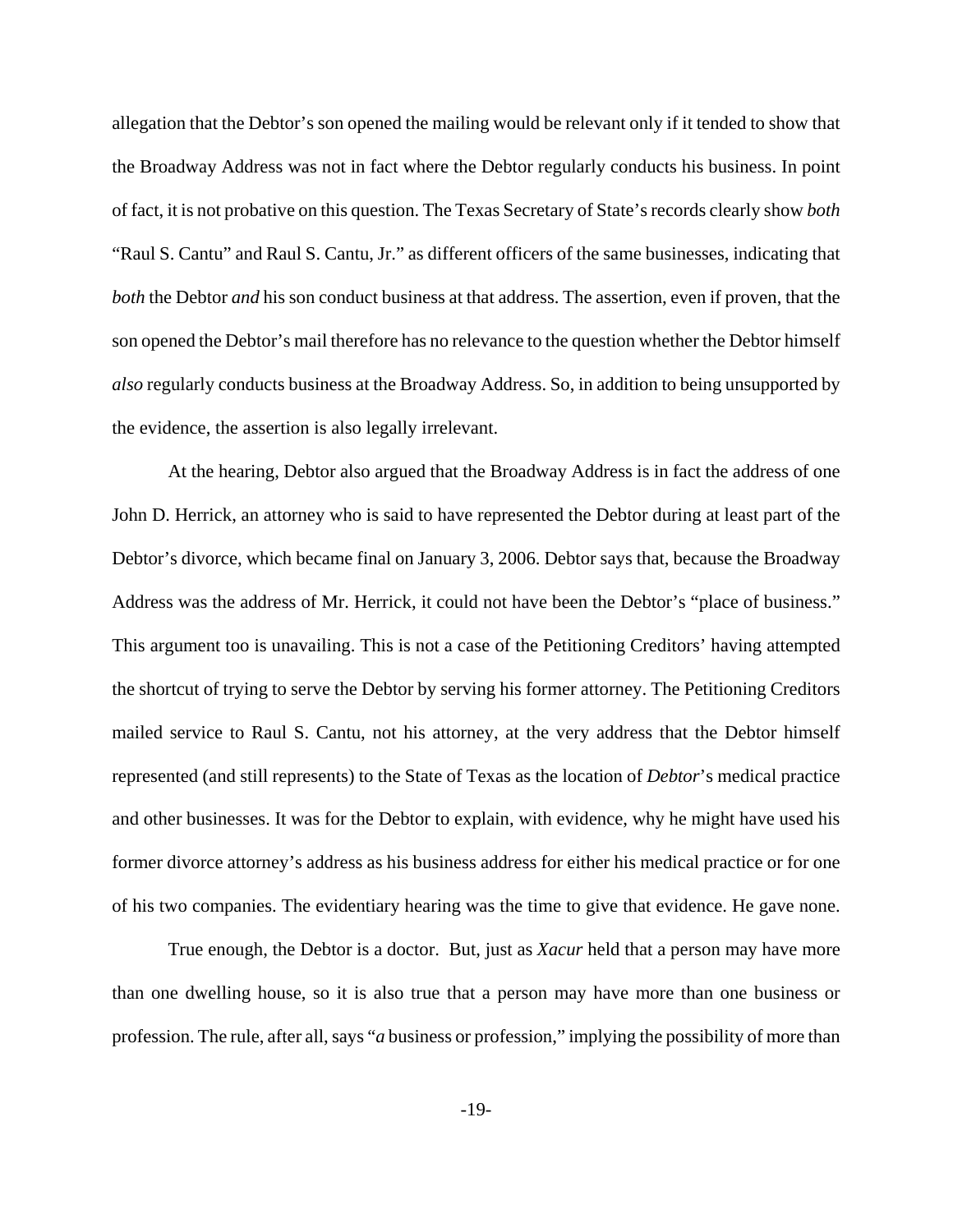allegation that the Debtor's son opened the mailing would be relevant only if it tended to show that the Broadway Address was not in fact where the Debtor regularly conducts his business. In point of fact, it is not probative on this question. The Texas Secretary of State's records clearly show *both* "Raul S. Cantu" and Raul S. Cantu, Jr." as different officers of the same businesses, indicating that *both* the Debtor *and* his son conduct business at that address. The assertion, even if proven, that the son opened the Debtor's mail therefore has no relevance to the question whether the Debtor himself *also* regularly conducts business at the Broadway Address. So, in addition to being unsupported by the evidence, the assertion is also legally irrelevant.

At the hearing, Debtor also argued that the Broadway Address is in fact the address of one John D. Herrick, an attorney who is said to have represented the Debtor during at least part of the Debtor's divorce, which became final on January 3, 2006. Debtor says that, because the Broadway Address was the address of Mr. Herrick, it could not have been the Debtor's "place of business." This argument too is unavailing. This is not a case of the Petitioning Creditors' having attempted the shortcut of trying to serve the Debtor by serving his former attorney. The Petitioning Creditors mailed service to Raul S. Cantu, not his attorney, at the very address that the Debtor himself represented (and still represents) to the State of Texas as the location of *Debtor*'s medical practice and other businesses. It was for the Debtor to explain, with evidence, why he might have used his former divorce attorney's address as his business address for either his medical practice or for one of his two companies. The evidentiary hearing was the time to give that evidence. He gave none.

True enough, the Debtor is a doctor. But, just as *Xacur* held that a person may have more than one dwelling house, so it is also true that a person may have more than one business or profession. The rule, after all, says "*a* business or profession," implying the possibility of more than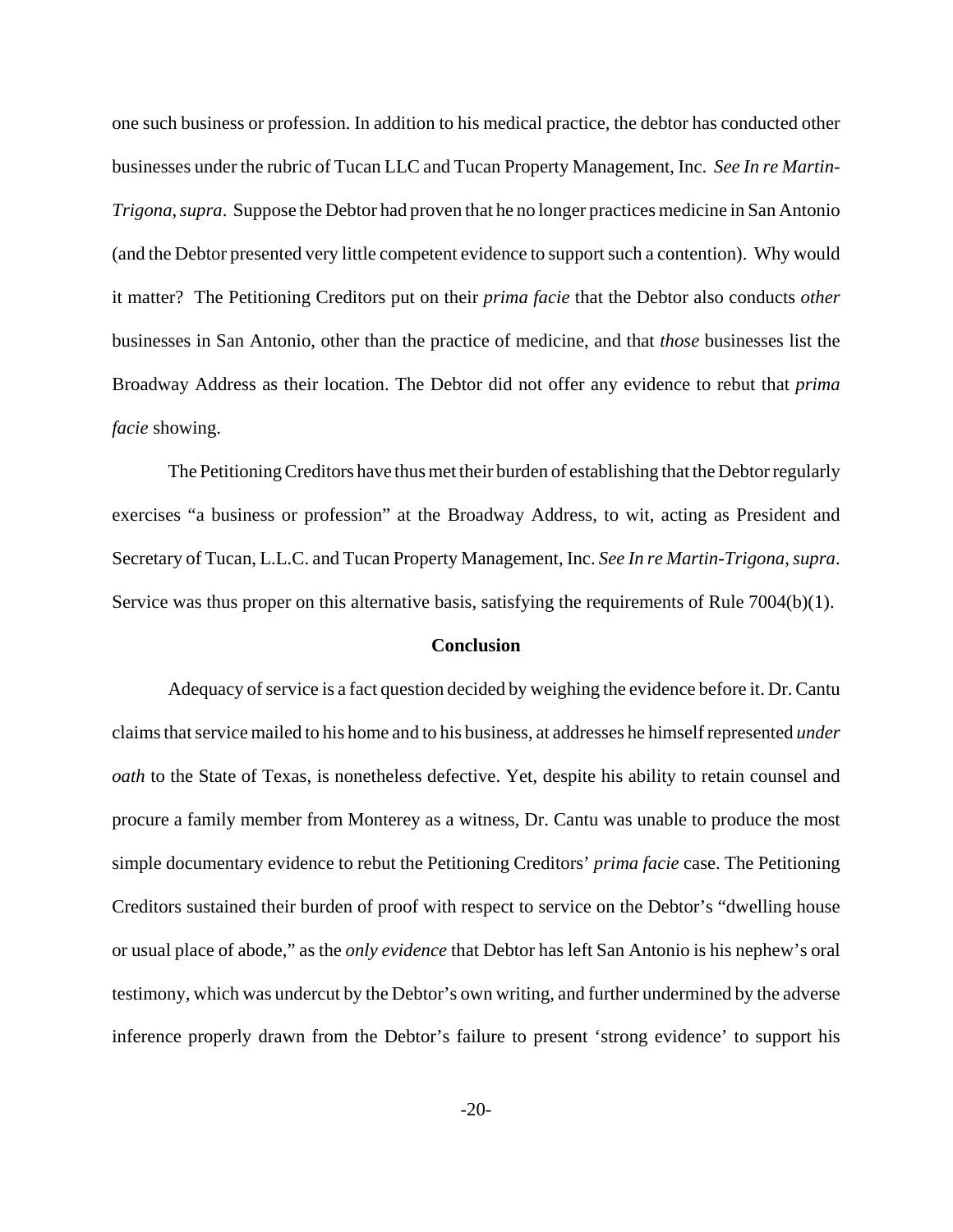one such business or profession. In addition to his medical practice, the debtor has conducted other businesses under the rubric of Tucan LLC and Tucan Property Management, Inc. *See In re Martin-Trigona*, *supra*. Suppose the Debtor had proven that he no longer practices medicine in San Antonio (and the Debtor presented very little competent evidence to support such a contention). Why would it matter? The Petitioning Creditors put on their *prima facie* that the Debtor also conducts *other* businesses in San Antonio, other than the practice of medicine, and that *those* businesses list the Broadway Address as their location. The Debtor did not offer any evidence to rebut that *prima facie* showing.

The Petitioning Creditors have thus met their burden of establishing that the Debtor regularly exercises "a business or profession" at the Broadway Address, to wit, acting as President and Secretary of Tucan, L.L.C. and Tucan Property Management, Inc. *See In re Martin-Trigona*, *supra*. Service was thus proper on this alternative basis, satisfying the requirements of Rule 7004(b)(1).

**Conclusion**

Adequacy of service is a fact question decided by weighing the evidence before it. Dr. Cantu claims that service mailed to his home and to his business, at addresses he himself represented *under oath* to the State of Texas, is nonetheless defective. Yet, despite his ability to retain counsel and procure a family member from Monterey as a witness, Dr. Cantu was unable to produce the most simple documentary evidence to rebut the Petitioning Creditors' *prima facie* case. The Petitioning Creditors sustained their burden of proof with respect to service on the Debtor's "dwelling house or usual place of abode," as the *only evidence* that Debtor has left San Antonio is his nephew's oral testimony, which was undercut by the Debtor's own writing, and further undermined by the adverse inference properly drawn from the Debtor's failure to present 'strong evidence' to support his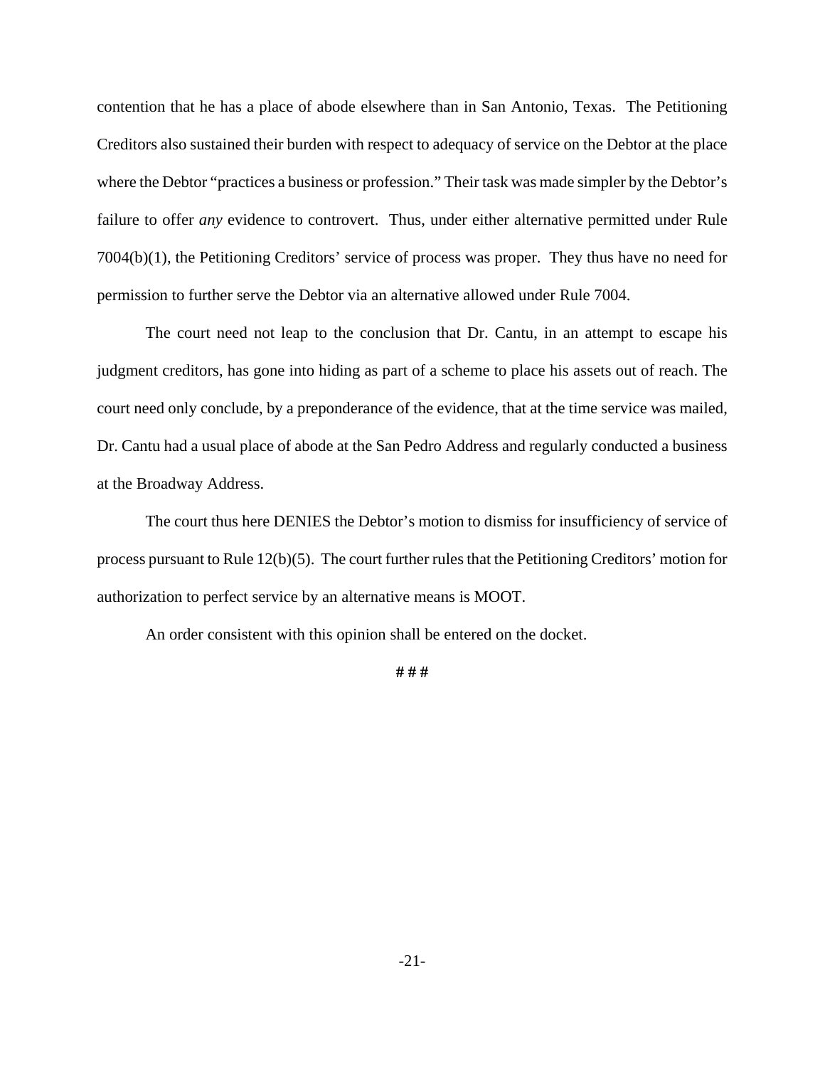contention that he has a place of abode elsewhere than in San Antonio, Texas. The Petitioning Creditors also sustained their burden with respect to adequacy of service on the Debtor at the place where the Debtor "practices a business or profession." Their task was made simpler by the Debtor's failure to offer *any* evidence to controvert. Thus, under either alternative permitted under Rule 7004(b)(1), the Petitioning Creditors' service of process was proper. They thus have no need for permission to further serve the Debtor via an alternative allowed under Rule 7004.

The court need not leap to the conclusion that Dr. Cantu, in an attempt to escape his judgment creditors, has gone into hiding as part of a scheme to place his assets out of reach. The court need only conclude, by a preponderance of the evidence, that at the time service was mailed, Dr. Cantu had a usual place of abode at the San Pedro Address and regularly conducted a business at the Broadway Address.

The court thus here DENIES the Debtor's motion to dismiss for insufficiency of service of process pursuant to Rule 12(b)(5). The court further rules that the Petitioning Creditors' motion for authorization to perfect service by an alternative means is MOOT.

An order consistent with this opinion shall be entered on the docket.

# # #